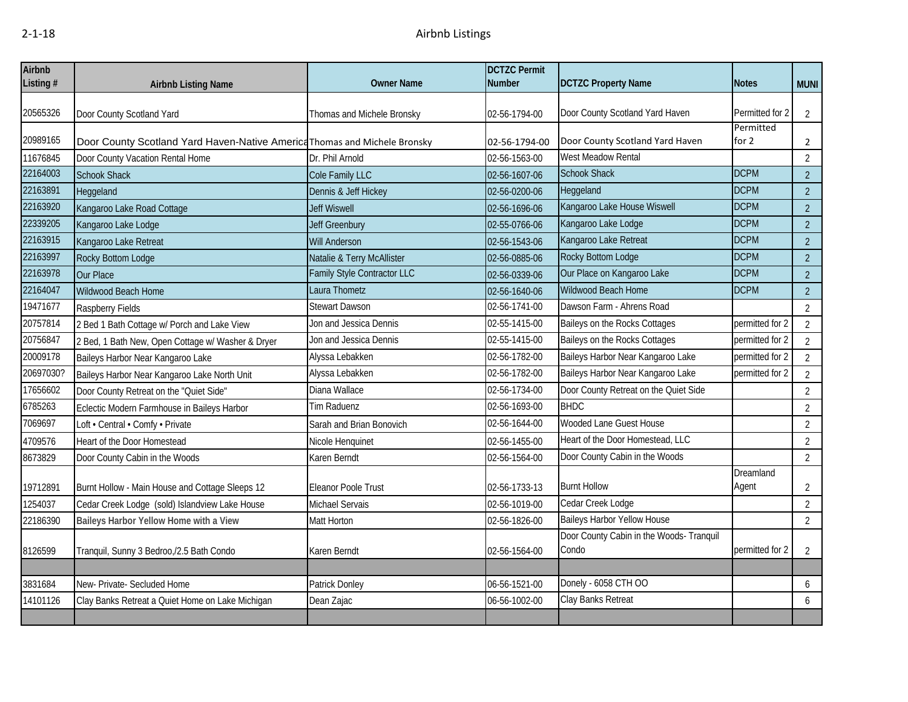2-1-18

# Airbnb Listings

| Airbnb Listing # | Airbnb Listing Name | Owner Name | DCTZC Permit Number | DCTZC Property Name | Notes | MUNI |
|---|---|---|---|---|---|---|
| 20565326 | Door County Scotland Yard | Thomas and Michele Bronsky | 02-56-1794-00 | Door County Scotland Yard Haven | Permitted for 2 | 2 |
| 20989165 | Door County Scotland Yard Haven-Native America | Thomas and Michele Bronsky | 02-56-1794-00 | Door County Scotland Yard Haven | Permitted for 2 | 2 |
| 11676845 | Door County Vacation Rental Home | Dr. Phil Arnold | 02-56-1563-00 | West Meadow Rental | | 2 |
| 22164003 | Schook Shack | Cole Family LLC | 02-56-1607-06 | Schook Shack | DCPM | 2 |
| 22163891 | Heggeland | Dennis & Jeff Hickey | 02-56-0200-06 | Heggeland | DCPM | 2 |
| 22163920 | Kangaroo Lake Road Cottage | Jeff Wiswell | 02-56-1696-06 | Kangaroo Lake House Wiswell | DCPM | 2 |
| 22339205 | Kangaroo Lake Lodge | Jeff Greenbury | 02-55-0766-06 | Kangaroo Lake Lodge | DCPM | 2 |
| 22163915 | Kangaroo Lake Retreat | Will Anderson | 02-56-1543-06 | Kangaroo Lake Retreat | DCPM | 2 |
| 22163997 | Rocky Bottom Lodge | Natalie & Terry McAllister | 02-56-0885-06 | Rocky Bottom Lodge | DCPM | 2 |
| 22163978 | Our Place | Family Style Contractor LLC | 02-56-0339-06 | Our Place on Kangaroo Lake | DCPM | 2 |
| 22164047 | Wildwood Beach Home | Laura Thometz | 02-56-1640-06 | Wildwood Beach Home | DCPM | 2 |
| 19471677 | Raspberry Fields | Stewart Dawson | 02-56-1741-00 | Dawson Farm - Ahrens Road | | 2 |
| 20757814 | 2 Bed 1 Bath Cottage w/ Porch and Lake View | Jon and Jessica Dennis | 02-55-1415-00 | Baileys on the Rocks Cottages | permitted for 2 | 2 |
| 20756847 | 2 Bed, 1 Bath New, Open Cottage w/ Washer & Dryer | Jon and Jessica Dennis | 02-55-1415-00 | Baileys on the Rocks Cottages | permitted for 2 | 2 |
| 20009178 | Baileys Harbor Near Kangaroo Lake | Alyssa Lebakken | 02-56-1782-00 | Baileys Harbor Near Kangaroo Lake | permitted for 2 | 2 |
| 20697030? | Baileys Harbor Near Kangaroo Lake North Unit | Alyssa Lebakken | 02-56-1782-00 | Baileys Harbor Near Kangaroo Lake | permitted for 2 | 2 |
| 17656602 | Door County Retreat on the "Quiet Side" | Diana Wallace | 02-56-1734-00 | Door County Retreat on the Quiet Side | | 2 |
| 6785263 | Eclectic Modern Farmhouse in Baileys Harbor | Tim Raduenz | 02-56-1693-00 | BHDC | | 2 |
| 7069697 | Loft • Central • Comfy • Private | Sarah and Brian Bonovich | 02-56-1644-00 | Wooded Lane Guest House | | 2 |
| 4709576 | Heart of the Door Homestead | Nicole Henquinet | 02-56-1455-00 | Heart of the Door Homestead, LLC | | 2 |
| 8673829 | Door County Cabin in the Woods | Karen Berndt | 02-56-1564-00 | Door County Cabin in the Woods | | 2 |
| 19712891 | Burnt Hollow - Main House and Cottage Sleeps 12 | Eleanor Poole Trust | 02-56-1733-13 | Burnt Hollow | Dreamland Agent | 2 |
| 1254037 | Cedar Creek Lodge (sold) Islandview Lake House | Michael Servais | 02-56-1019-00 | Cedar Creek Lodge | | 2 |
| 22186390 | **Baileys Harbor Yellow Home with a View** | Matt Horton | 02-56-1826-00 | Baileys Harbor Yellow House | | 2 |
| 8126599 | Tranquil, Sunny 3 Bedroo,/2.5 Bath Condo | Karen Berndt | 02-56-1564-00 | Door County Cabin in the Woods- Tranquil Condo | permitted for 2 | 2 |
| | | | | | | |
| 3831684 | New- Private- Secluded Home | Patrick Donley | 06-56-1521-00 | Donely - 6058 CTH OO | | 6 |
| 14101126 | Clay Banks Retreat a Quiet Home on Lake Michigan | Dean Zajac | 06-56-1002-00 | Clay Banks Retreat | | 6 |
| | | | | | | |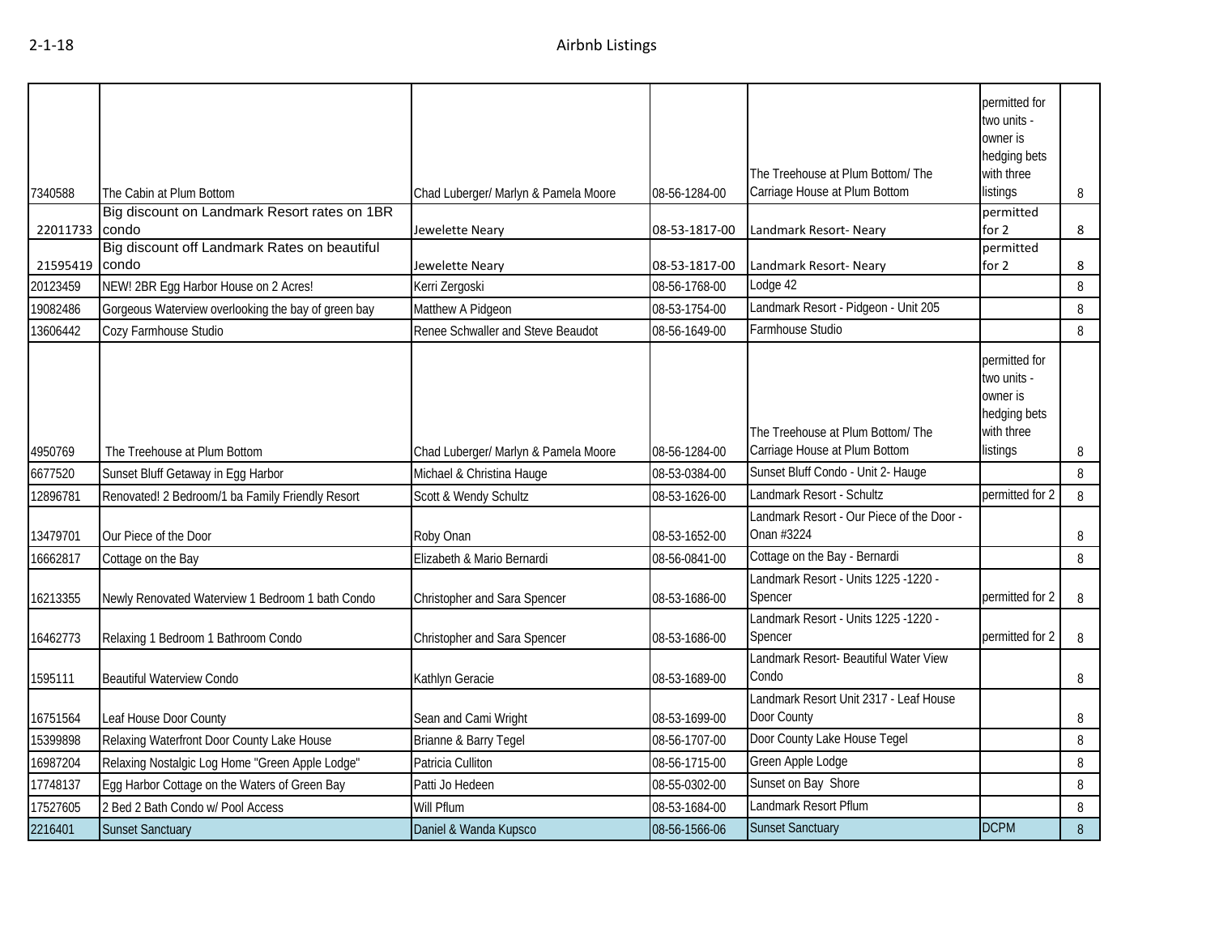# Airbnb Listings

2-1-18

| | | | | | | |
|---|---|---|---|---|---|---|
| 7340588 | The Cabin at Plum Bottom | Chad Luberger/ Marlyn & Pamela Moore | 08-56-1284-00 | The Treehouse at Plum Bottom/ The Carriage House at Plum Bottom | permitted for two units - owner is hedging bets with three listings | 8 |
| 22011733 | Big discount on Landmark Resort rates on 1BR condo | Jewelette Neary | 08-53-1817-00 | Landmark Resort- Neary | permitted for 2 | 8 |
| 21595419 | Big discount off Landmark Rates on beautiful condo | Jewelette Neary | 08-53-1817-00 | Landmark Resort- Neary | permitted for 2 | 8 |
| 20123459 | NEW! 2BR Egg Harbor House on 2 Acres! | Kerri Zergoski | 08-56-1768-00 | Lodge 42 | | 8 |
| 19082486 | Gorgeous Waterview overlooking the bay of green bay | Matthew A Pidgeon | 08-53-1754-00 | Landmark Resort - Pidgeon - Unit 205 | | 8 |
| 13606442 | Cozy Farmhouse Studio | Renee Schwaller and Steve Beaudot | 08-56-1649-00 | Farmhouse Studio | | 8 |
| 4950769 | The Treehouse at Plum Bottom | Chad Luberger/ Marlyn & Pamela Moore | 08-56-1284-00 | The Treehouse at Plum Bottom/ The Carriage House at Plum Bottom | permitted for two units - owner is hedging bets with three listings | 8 |
| 6677520 | Sunset Bluff Getaway in Egg Harbor | Michael & Christina Hauge | 08-53-0384-00 | Sunset Bluff Condo - Unit 2- Hauge | | 8 |
| 12896781 | Renovated! 2 Bedroom/1 ba Family Friendly Resort | Scott & Wendy Schultz | 08-53-1626-00 | Landmark Resort - Schultz | permitted for 2 | 8 |
| 13479701 | Our Piece of the Door | Roby Onan | 08-53-1652-00 | Landmark Resort - Our Piece of the Door - Onan #3224 | | 8 |
| 16662817 | Cottage on the Bay | Elizabeth & Mario Bernardi | 08-56-0841-00 | Cottage on the Bay - Bernardi | | 8 |
| 16213355 | Newly Renovated Waterview 1 Bedroom 1 bath Condo | Christopher and Sara Spencer | 08-53-1686-00 | Landmark Resort - Units 1225 -1220 - Spencer | permitted for 2 | 8 |
| 16462773 | Relaxing 1 Bedroom 1 Bathroom Condo | Christopher and Sara Spencer | 08-53-1686-00 | Landmark Resort - Units 1225 -1220 - Spencer | permitted for 2 | 8 |
| 1595111 | Beautiful Waterview Condo | Kathlyn Geracie | 08-53-1689-00 | Landmark Resort- Beautiful Water View Condo | | 8 |
| 16751564 | Leaf House Door County | Sean and Cami Wright | 08-53-1699-00 | Landmark Resort Unit 2317 - Leaf House Door County | | 8 |
| 15399898 | Relaxing Waterfront Door County Lake House | Brianne & Barry Tegel | 08-56-1707-00 | Door County Lake House Tegel | | 8 |
| 16987204 | Relaxing Nostalgic Log Home "Green Apple Lodge" | Patricia Culliton | 08-56-1715-00 | Green Apple Lodge | | 8 |
| 17748137 | Egg Harbor Cottage on the Waters of Green Bay | Patti Jo Hedeen | 08-55-0302-00 | Sunset on Bay Shore | | 8 |
| 17527605 | 2 Bed 2 Bath Condo w/ Pool Access | Will Pflum | 08-53-1684-00 | Landmark Resort Pflum | | 8 |
| 2216401 | Sunset Sanctuary | Daniel & Wanda Kupsco | 08-56-1566-06 | Sunset Sanctuary | DCPM | 8 |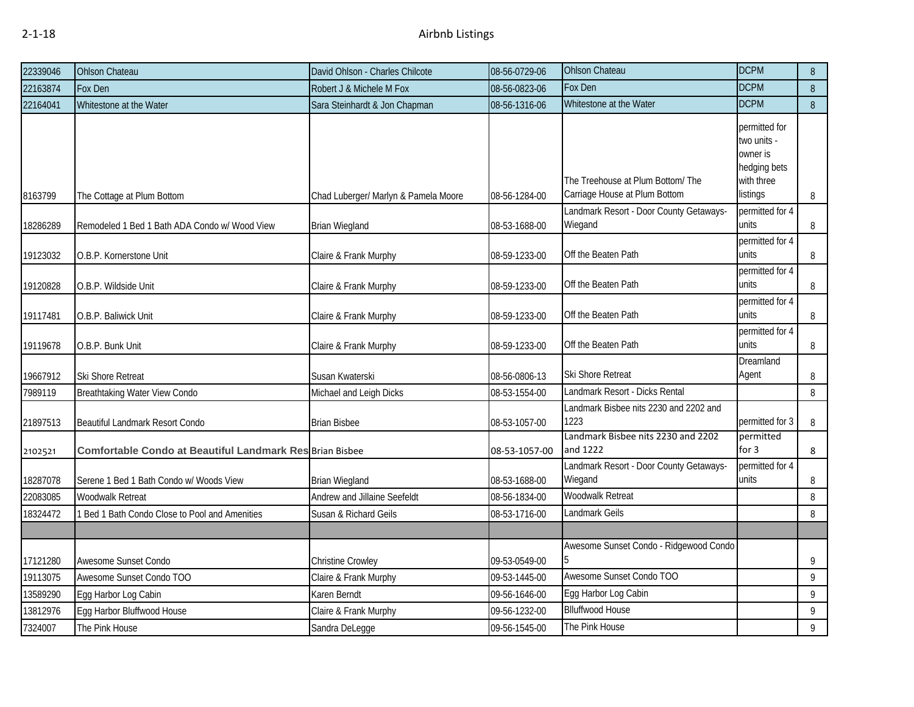| | | | | | | |
|---|---|---|---|---|---|---|
| 22339046 | Ohlson Chateau | David Ohlson - Charles Chilcote | 08-56-0729-06 | Ohlson Chateau | DCPM | 8 |
| 22163874 | Fox Den | Robert J & Michele M Fox | 08-56-0823-06 | Fox Den | DCPM | 8 |
| 22164041 | Whitestone at the Water | Sara Steinhardt & Jon Chapman | 08-56-1316-06 | Whitestone at the Water | DCPM | 8 |
| 8163799 | The Cottage at Plum Bottom | Chad Luberger/ Marlyn & Pamela Moore | 08-56-1284-00 | The Treehouse at Plum Bottom/ The Carriage House at Plum Bottom | permitted for two units - owner is hedging bets with three listings | 8 |
| 18286289 | Remodeled 1 Bed 1 Bath ADA Condo w/ Wood View | Brian Wiegland | 08-53-1688-00 | Landmark Resort - Door County Getaways-Wiegand | permitted for 4 units | 8 |
| 19123032 | O.B.P. Kornerstone Unit | Claire & Frank Murphy | 08-59-1233-00 | Off the Beaten Path | permitted for 4 units | 8 |
| 19120828 | O.B.P. Wildside Unit | Claire & Frank Murphy | 08-59-1233-00 | Off the Beaten Path | permitted for 4 units | 8 |
| 19117481 | O.B.P. Baliwick Unit | Claire & Frank Murphy | 08-59-1233-00 | Off the Beaten Path | permitted for 4 units | 8 |
| 19119678 | O.B.P. Bunk Unit | Claire & Frank Murphy | 08-59-1233-00 | Off the Beaten Path | permitted for 4 units | 8 |
| 19667912 | Ski Shore Retreat | Susan Kwaterski | 08-56-0806-13 | Ski Shore Retreat | Dreamland Agent | 8 |
| 7989119 | Breathtaking Water View Condo | Michael and Leigh Dicks | 08-53-1554-00 | Landmark Resort - Dicks Rental | | 8 |
| 21897513 | Beautiful Landmark Resort Condo | Brian Bisbee | 08-53-1057-00 | Landmark Bisbee nits 2230 and 2202 and 1223 | permitted for 3 | 8 |
| 2102521 | **Comfortable Condo at Beautiful Landmark Res** | Brian Bisbee | 08-53-1057-00 | Landmark Bisbee nits 2230 and 2202 and 1222 | permitted for 3 | 8 |
| 18287078 | Serene 1 Bed 1 Bath Condo w/ Woods View | Brian Wiegland | 08-53-1688-00 | Landmark Resort - Door County Getaways-Wiegand | permitted for 4 units | 8 |
| 22083085 | Woodwalk Retreat | Andrew and Jillaine Seefeldt | 08-56-1834-00 | Woodwalk Retreat | | 8 |
| 18324472 | 1 Bed 1 Bath Condo Close to Pool and Amenities | Susan & Richard Geils | 08-53-1716-00 | Landmark Geils | | 8 |
| | | | | | | |
| 17121280 | Awesome Sunset Condo | Christine Crowley | 09-53-0549-00 | Awesome Sunset Condo - Ridgewood Condo 5 | | 9 |
| 19113075 | Awesome Sunset Condo TOO | Claire & Frank Murphy | 09-53-1445-00 | Awesome Sunset Condo TOO | | 9 |
| 13589290 | Egg Harbor Log Cabin | Karen Berndt | 09-56-1646-00 | Egg Harbor Log Cabin | | 9 |
| 13812976 | Egg Harbor Bluffwood House | Claire & Frank Murphy | 09-56-1232-00 | Blluffwood House | | 9 |
| 7324007 | The Pink House | Sandra DeLegge | 09-56-1545-00 | The Pink House | | 9 |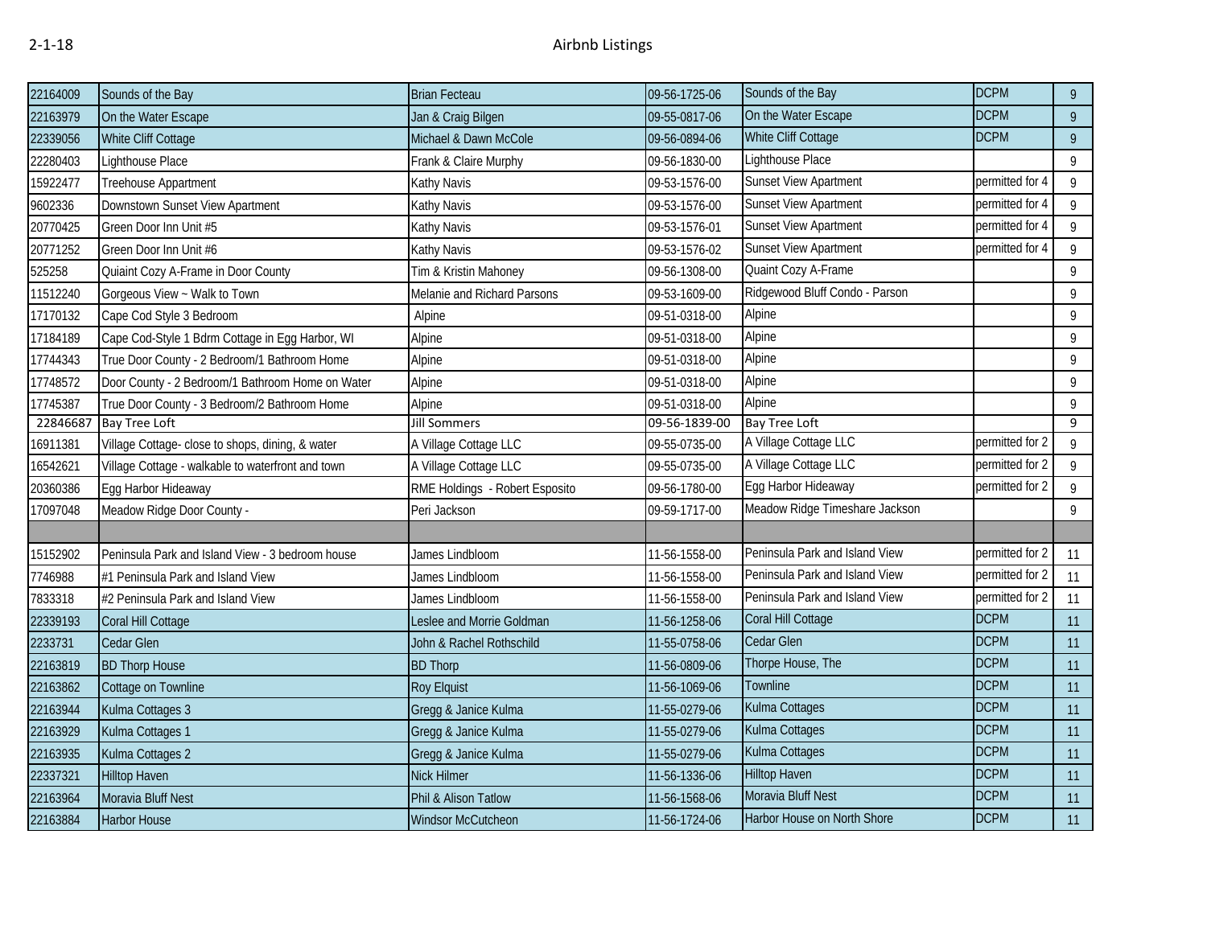2-1-18

# Airbnb Listings

| | | | | | | |
|---|---|---|---|---|---|---|
| 22164009 | Sounds of the Bay | Brian Fecteau | 09-56-1725-06 | Sounds of the Bay | DCPM | 9 |
| 22163979 | On the Water Escape | Jan & Craig Bilgen | 09-55-0817-06 | On the Water Escape | DCPM | 9 |
| 22339056 | White Cliff Cottage | Michael & Dawn McCole | 09-56-0894-06 | White Cliff Cottage | DCPM | 9 |
| 22280403 | Lighthouse Place | Frank & Claire Murphy | 09-56-1830-00 | Lighthouse Place | | 9 |
| 15922477 | Treehouse Appartment | Kathy Navis | 09-53-1576-00 | Sunset View Apartment | permitted for 4 | 9 |
| 9602336 | Downtown Sunset View Apartment | Kathy Navis | 09-53-1576-00 | Sunset View Apartment | permitted for 4 | 9 |
| 20770425 | Green Door Inn Unit #5 | Kathy Navis | 09-53-1576-01 | Sunset View Apartment | permitted for 4 | 9 |
| 20771252 | Green Door Inn Unit #6 | Kathy Navis | 09-53-1576-02 | Sunset View Apartment | permitted for 4 | 9 |
| 525258 | Quiaint Cozy A-Frame in Door County | Tim & Kristin Mahoney | 09-56-1308-00 | Quaint Cozy A-Frame | | 9 |
| 11512240 | Gorgeous View ~ Walk to Town | Melanie and Richard Parsons | 09-53-1609-00 | Ridgewood Bluff Condo - Parson | | 9 |
| 17170132 | Cape Cod Style 3 Bedroom | Alpine | 09-51-0318-00 | Alpine | | 9 |
| 17184189 | Cape Cod-Style 1 Bdrm Cottage in Egg Harbor, WI | Alpine | 09-51-0318-00 | Alpine | | 9 |
| 17744343 | True Door County - 2 Bedroom/1 Bathroom Home | Alpine | 09-51-0318-00 | Alpine | | 9 |
| 17748572 | Door County - 2 Bedroom/1 Bathroom Home on Water | Alpine | 09-51-0318-00 | Alpine | | 9 |
| 17745387 | True Door County - 3 Bedroom/2 Bathroom Home | Alpine | 09-51-0318-00 | Alpine | | 9 |
| 22846687 | Bay Tree Loft | Jill Sommers | 09-56-1839-00 | Bay Tree Loft | | 9 |
| 16911381 | Village Cottage- close to shops, dining, & water | A Village Cottage LLC | 09-55-0735-00 | A Village Cottage LLC | permitted for 2 | 9 |
| 16542621 | Village Cottage - walkable to waterfront and town | A Village Cottage LLC | 09-55-0735-00 | A Village Cottage LLC | permitted for 2 | 9 |
| 20360386 | Egg Harbor Hideaway | RME Holdings - Robert Esposito | 09-56-1780-00 | Egg Harbor Hideaway | permitted for 2 | 9 |
| 17097048 | Meadow Ridge Door County - | Peri Jackson | 09-59-1717-00 | Meadow Ridge Timeshare Jackson | | 9 |
| | | | | | | |
| 15152902 | Peninsula Park and Island View - 3 bedroom house | James Lindbloom | 11-56-1558-00 | Peninsula Park and Island View | permitted for 2 | 11 |
| 7746988 | #1 Peninsula Park and Island View | James Lindbloom | 11-56-1558-00 | Peninsula Park and Island View | permitted for 2 | 11 |
| 7833318 | #2 Peninsula Park and Island View | James Lindbloom | 11-56-1558-00 | Peninsula Park and Island View | permitted for 2 | 11 |
| 22339193 | Coral Hill Cottage | Leslee and Morrie Goldman | 11-56-1258-06 | Coral Hill Cottage | DCPM | 11 |
| 2233731 | Cedar Glen | John & Rachel Rothschild | 11-55-0758-06 | Cedar Glen | DCPM | 11 |
| 22163819 | BD Thorp House | BD Thorp | 11-56-0809-06 | Thorpe House, The | DCPM | 11 |
| 22163862 | Cottage on Townline | Roy Elquist | 11-56-1069-06 | Townline | DCPM | 11 |
| 22163944 | Kulma Cottages 3 | Gregg & Janice Kulma | 11-55-0279-06 | Kulma Cottages | DCPM | 11 |
| 22163929 | Kulma Cottages 1 | Gregg & Janice Kulma | 11-55-0279-06 | Kulma Cottages | DCPM | 11 |
| 22163935 | Kulma Cottages 2 | Gregg & Janice Kulma | 11-55-0279-06 | Kulma Cottages | DCPM | 11 |
| 22337321 | Hilltop Haven | Nick Hilmer | 11-56-1336-06 | Hilltop Haven | DCPM | 11 |
| 22163964 | Moravia Bluff Nest | Phil & Alison Tatlow | 11-56-1568-06 | Moravia Bluff Nest | DCPM | 11 |
| 22163884 | Harbor House | Windsor McCutcheon | 11-56-1724-06 | Harbor House on North Shore | DCPM | 11 |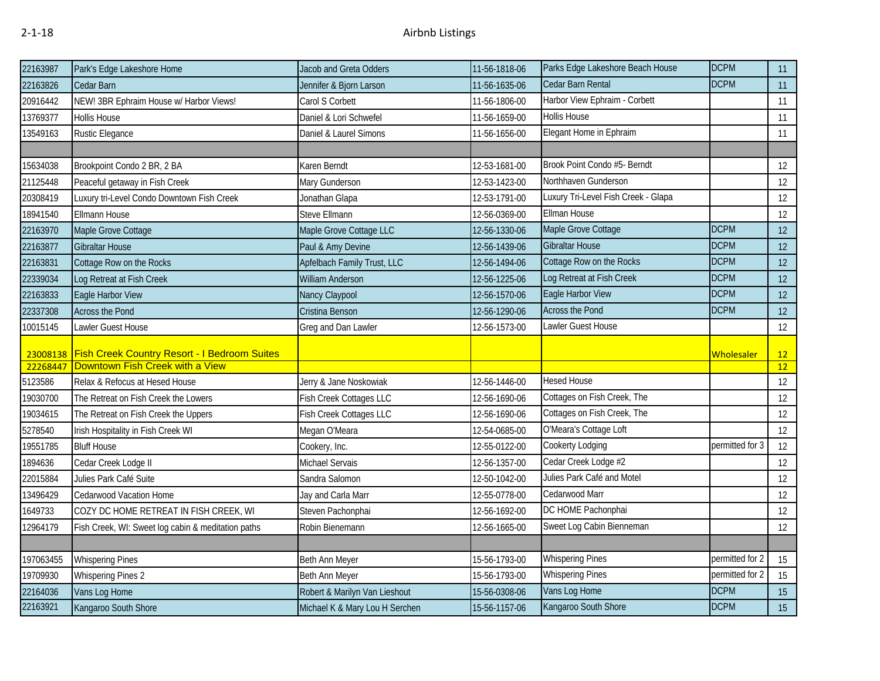# Airbnb Listings

2-1-18

| | | | | | | |
|---|---|---|---|---|---|---|
| 22163987 | Park's Edge Lakeshore Home | Jacob and Greta Odders | 11-56-1818-06 | Parks Edge Lakeshore Beach House | DCPM | 11 |
| 22163826 | Cedar Barn | Jennifer & Bjorn Larson | 11-56-1635-06 | Cedar Barn Rental | DCPM | 11 |
| 20916442 | NEW! 3BR Ephraim House w/ Harbor Views! | Carol S Corbett | 11-56-1806-00 | Harbor View Ephraim - Corbett | | 11 |
| 13769377 | Hollis House | Daniel & Lori Schwefel | 11-56-1659-00 | Hollis House | | 11 |
| 13549163 | Rustic Elegance | Daniel & Laurel Simons | 11-56-1656-00 | Elegant Home in Ephraim | | 11 |
| | | | | | | |
| 15634038 | Brookpoint Condo 2 BR, 2 BA | Karen Berndt | 12-53-1681-00 | Brook Point Condo #5- Berndt | | 12 |
| 21125448 | Peaceful getaway in Fish Creek | Mary Gunderson | 12-53-1423-00 | Northhaven Gunderson | | 12 |
| 20308419 | Luxury tri-Level Condo Downtown Fish Creek | Jonathan Glapa | 12-53-1791-00 | Luxury Tri-Level Fish Creek - Glapa | | 12 |
| 18941540 | Ellmann House | Steve Ellmann | 12-56-0369-00 | Ellman House | | 12 |
| 22163970 | Maple Grove Cottage | Maple Grove Cottage LLC | 12-56-1330-06 | Maple Grove Cottage | DCPM | 12 |
| 22163877 | Gibraltar House | Paul & Amy Devine | 12-56-1439-06 | Gibraltar House | DCPM | 12 |
| 22163831 | Cottage Row on the Rocks | Apfelbach Family Trust, LLC | 12-56-1494-06 | Cottage Row on the Rocks | DCPM | 12 |
| 22339034 | Log Retreat at Fish Creek | William Anderson | 12-56-1225-06 | Log Retreat at Fish Creek | DCPM | 12 |
| 22163833 | Eagle Harbor View | Nancy Claypool | 12-56-1570-06 | Eagle Harbor View | DCPM | 12 |
| 22337308 | Across the Pond | Cristina Benson | 12-56-1290-06 | Across the Pond | DCPM | 12 |
| 10015145 | Lawler Guest House | Greg and Dan Lawler | 12-56-1573-00 | Lawler Guest House | | 12 |
| 23008138 | Fish Creek Country Resort - I Bedroom Suites | | | | Wholesaler | 12 |
| 22268447 | Downtown Fish Creek with a View | | | | | 12 |
| 5123586 | Relax & Refocus at Hesed House | Jerry & Jane Noskowiak | 12-56-1446-00 | Hesed House | | 12 |
| 19030700 | The Retreat on Fish Creek the Lowers | Fish Creek Cottages LLC | 12-56-1690-06 | Cottages on Fish Creek, The | | 12 |
| 19034615 | The Retreat on Fish Creek the Uppers | Fish Creek Cottages LLC | 12-56-1690-06 | Cottages on Fish Creek, The | | 12 |
| 5278540 | Irish Hospitality in Fish Creek WI | Megan O'Meara | 12-54-0685-00 | O'Meara's Cottage Loft | | 12 |
| 19551785 | Bluff House | Cookery, Inc. | 12-55-0122-00 | Cookerty Lodging | permitted for 3 | 12 |
| 1894636 | Cedar Creek Lodge II | Michael Servais | 12-56-1357-00 | Cedar Creek Lodge #2 | | 12 |
| 22015884 | Julies Park Café Suite | Sandra Salomon | 12-50-1042-00 | Julies Park Café and Motel | | 12 |
| 13496429 | Cedarwood Vacation Home | Jay and Carla Marr | 12-55-0778-00 | Cedarwood Marr | | 12 |
| 1649733 | COZY DC HOME RETREAT IN FISH CREEK, WI | Steven Pachonphai | 12-56-1692-00 | DC HOME Pachonphai | | 12 |
| 12964179 | Fish Creek, WI: Sweet log cabin & meditation paths | Robin Bienemann | 12-56-1665-00 | Sweet Log Cabin Bienneman | | 12 |
| | | | | | | |
| 197063455 | Whispering Pines | Beth Ann Meyer | 15-56-1793-00 | Whispering Pines | permitted for 2 | 15 |
| 19709930 | Whispering Pines 2 | Beth Ann Meyer | 15-56-1793-00 | Whispering Pines | permitted for 2 | 15 |
| 22164036 | Vans Log Home | Robert & Marilyn Van Lieshout | 15-56-0308-06 | Vans Log Home | DCPM | 15 |
| 22163921 | Kangaroo South Shore | Michael K & Mary Lou H Serchen | 15-56-1157-06 | Kangaroo South Shore | DCPM | 15 |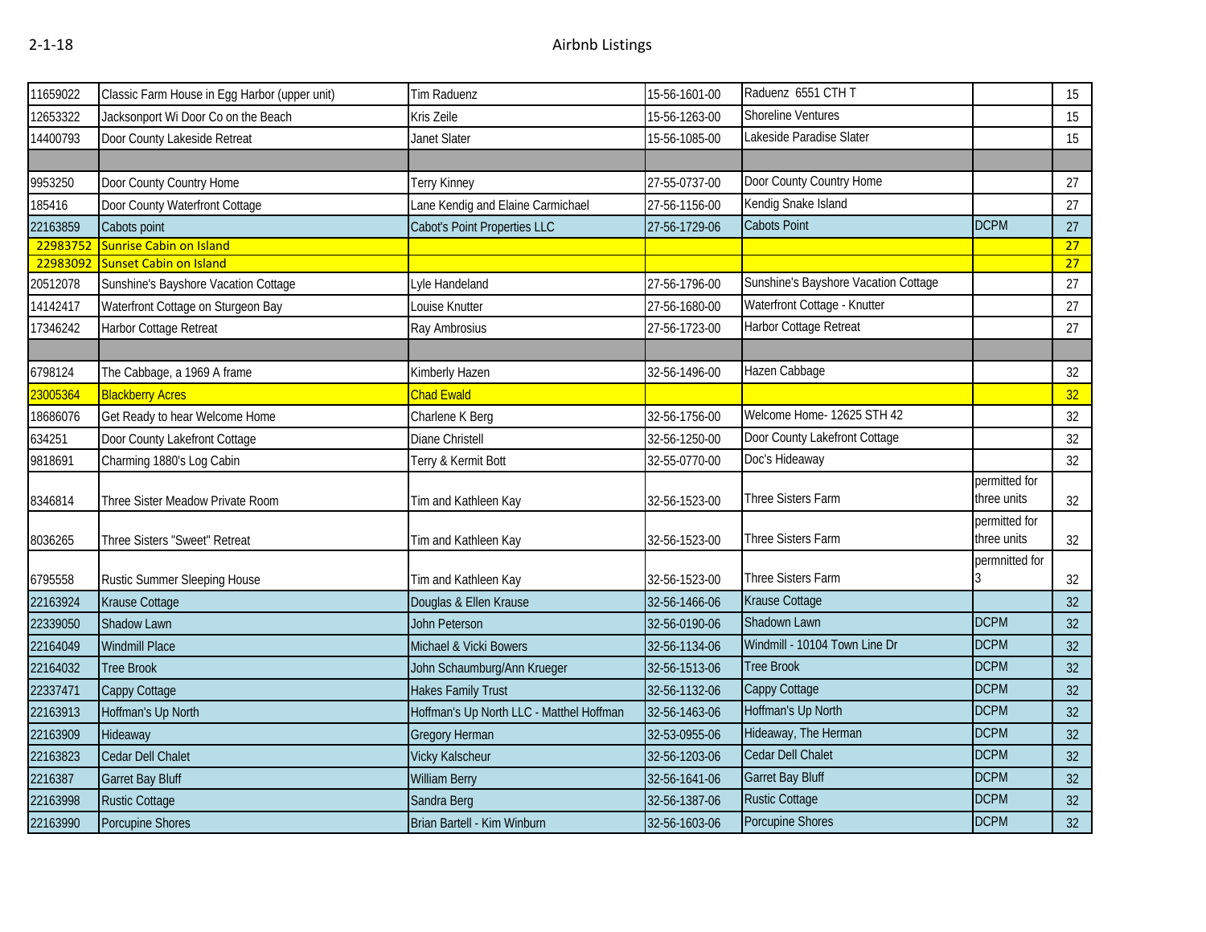# Airbnb Listings

| | | | | | | |
|---|---|---|---|---|---|---|
| 11659022 | Classic Farm House in Egg Harbor (upper unit) | Tim Raduenz | 15-56-1601-00 | Raduenz 6551 CTH T | | 15 |
| 12653322 | Jacksonport Wi Door Co on the Beach | Kris Zeile | 15-56-1263-00 | Shoreline Ventures | | 15 |
| 14400793 | Door County Lakeside Retreat | Janet Slater | 15-56-1085-00 | Lakeside Paradise Slater | | 15 |
| | | | | | | |
| 9953250 | Door County Country Home | Terry Kinney | 27-55-0737-00 | Door County Country Home | | 27 |
| 185416 | Door County Waterfront Cottage | Lane Kendig and Elaine Carmichael | 27-56-1156-00 | Kendig Snake Island | | 27 |
| 22163859 | Cabots point | Cabot's Point Properties LLC | 27-56-1729-06 | Cabots Point | DCPM | 27 |
| 22983752 | Sunrise Cabin on Island | | | | | 27 |
| 22983092 | Sunset Cabin on Island | | | | | 27 |
| 20512078 | Sunshine's Bayshore Vacation Cottage | Lyle Handeland | 27-56-1796-00 | Sunshine's Bayshore Vacation Cottage | | 27 |
| 14142417 | Waterfront Cottage on Sturgeon Bay | Louise Knutter | 27-56-1680-00 | Waterfront Cottage - Knutter | | 27 |
| 17346242 | Harbor Cottage Retreat | Ray Ambrosius | 27-56-1723-00 | Harbor Cottage Retreat | | 27 |
| | | | | | | |
| 6798124 | The Cabbage, a 1969 A frame | Kimberly Hazen | 32-56-1496-00 | Hazen Cabbage | | 32 |
| 23005364 | Blackberry Acres | Chad Ewald | | | | 32 |
| 18686076 | Get Ready to hear Welcome Home | Charlene K Berg | 32-56-1756-00 | Welcome Home- 12625 STH 42 | | 32 |
| 634251 | Door County Lakefront Cottage | Diane Christell | 32-56-1250-00 | Door County Lakefront Cottage | | 32 |
| 9818691 | Charming 1880's Log Cabin | Terry & Kermit Bott | 32-55-0770-00 | Doc's Hideaway | | 32 |
| 8346814 | Three Sister Meadow Private Room | Tim and Kathleen Kay | 32-56-1523-00 | Three Sisters Farm | permitted for three units | 32 |
| 8036265 | Three Sisters "Sweet" Retreat | Tim and Kathleen Kay | 32-56-1523-00 | Three Sisters Farm | permitted for three units | 32 |
| 6795558 | Rustic Summer Sleeping House | Tim and Kathleen Kay | 32-56-1523-00 | Three Sisters Farm | permnitted for 3 | 32 |
| 22163924 | Krause Cottage | Douglas & Ellen Krause | 32-56-1466-06 | Krause Cottage | | 32 |
| 22339050 | Shadow Lawn | John Peterson | 32-56-0190-06 | Shadown Lawn | DCPM | 32 |
| 22164049 | Windmill Place | Michael & Vicki Bowers | 32-56-1134-06 | Windmill - 10104 Town Line Dr | DCPM | 32 |
| 22164032 | Tree Brook | John Schaumburg/Ann Krueger | 32-56-1513-06 | Tree Brook | DCPM | 32 |
| 22337471 | Cappy Cottage | Hakes Family Trust | 32-56-1132-06 | Cappy Cottage | DCPM | 32 |
| 22163913 | Hoffman's Up North | Hoffman's Up North LLC - Matthel Hoffman | 32-56-1463-06 | Hoffman's Up North | DCPM | 32 |
| 22163909 | Hideaway | Gregory Herman | 32-53-0955-06 | Hideaway, The Herman | DCPM | 32 |
| 22163823 | Cedar Dell Chalet | Vicky Kalscheur | 32-56-1203-06 | Cedar Dell Chalet | DCPM | 32 |
| 2216387 | Garret Bay Bluff | William Berry | 32-56-1641-06 | Garret Bay Bluff | DCPM | 32 |
| 22163998 | Rustic Cottage | Sandra Berg | 32-56-1387-06 | Rustic Cottage | DCPM | 32 |
| 22163990 | Porcupine Shores | Brian Bartell - Kim Winburn | 32-56-1603-06 | Porcupine Shores | DCPM | 32 |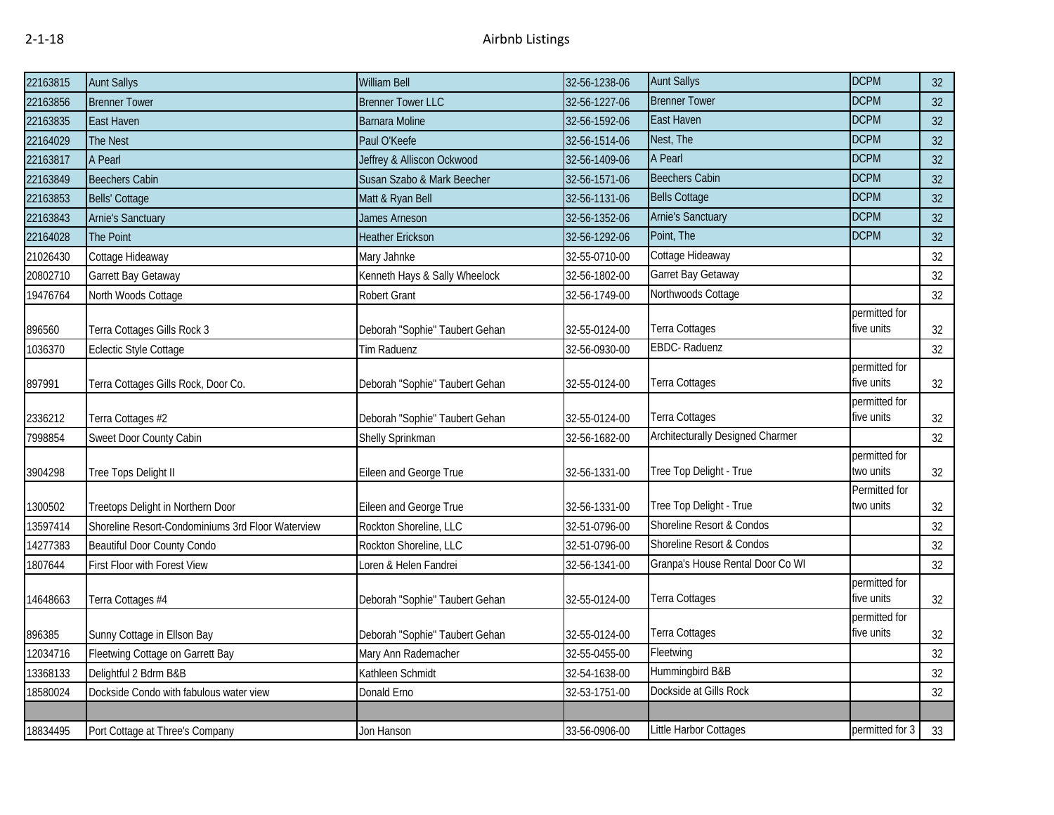| 22163815 | Aunt Sallys | William Bell | 32-56-1238-06 | Aunt Sallys | DCPM | 32 |
|---|---|---|---|---|---|---|
| 22163856 | Brenner Tower | Brenner Tower LLC | 32-56-1227-06 | Brenner Tower | DCPM | 32 |
| 22163835 | East Haven | Barnara Moline | 32-56-1592-06 | East Haven | DCPM | 32 |
| 22164029 | The Nest | Paul O'Keefe | 32-56-1514-06 | Nest, The | DCPM | 32 |
| 22163817 | A Pearl | Jeffrey & Alliscon Ockwood | 32-56-1409-06 | A Pearl | DCPM | 32 |
| 22163849 | Beechers Cabin | Susan Szabo & Mark Beecher | 32-56-1571-06 | Beechers Cabin | DCPM | 32 |
| 22163853 | Bells' Cottage | Matt & Ryan Bell | 32-56-1131-06 | Bells Cottage | DCPM | 32 |
| 22163843 | Arnie's Sanctuary | James Arneson | 32-56-1352-06 | Arnie's Sanctuary | DCPM | 32 |
| 22164028 | The Point | Heather Erickson | 32-56-1292-06 | Point, The | DCPM | 32 |
| 21026430 | Cottage Hideaway | Mary Jahnke | 32-55-0710-00 | Cottage Hideaway | | 32 |
| 20802710 | Garrett Bay Getaway | Kenneth Hays & Sally Wheelock | 32-56-1802-00 | Garret Bay Getaway | | 32 |
| 19476764 | North Woods Cottage | Robert Grant | 32-56-1749-00 | Northwoods Cottage | | 32 |
| 896560 | Terra Cottages Gills Rock 3 | Deborah "Sophie" Taubert Gehan | 32-55-0124-00 | Terra Cottages | permitted for five units | 32 |
| 1036370 | Eclectic Style Cottage | Tim Raduenz | 32-56-0930-00 | EBDC- Raduenz | | 32 |
| 897991 | Terra Cottages Gills Rock, Door Co. | Deborah "Sophie" Taubert Gehan | 32-55-0124-00 | Terra Cottages | permitted for five units | 32 |
| 2336212 | Terra Cottages #2 | Deborah "Sophie" Taubert Gehan | 32-55-0124-00 | Terra Cottages | permitted for five units | 32 |
| 7998854 | Sweet Door County Cabin | Shelly Sprinkman | 32-56-1682-00 | Architecturally Designed Charmer | | 32 |
| 3904298 | Tree Tops Delight II | Eileen and George True | 32-56-1331-00 | Tree Top Delight - True | permitted for two units | 32 |
| 1300502 | Treetops Delight in Northern Door | Eileen and George True | 32-56-1331-00 | Tree Top Delight - True | Permitted for two units | 32 |
| 13597414 | Shoreline Resort-Condominiums 3rd Floor Waterview | Rockton Shoreline, LLC | 32-51-0796-00 | Shoreline Resort & Condos | | 32 |
| 14277383 | Beautiful Door County Condo | Rockton Shoreline, LLC | 32-51-0796-00 | Shoreline Resort & Condos | | 32 |
| 1807644 | First Floor with Forest View | Loren & Helen Fandrei | 32-56-1341-00 | Granpa's House Rental Door Co WI | | 32 |
| 14648663 | Terra Cottages #4 | Deborah "Sophie" Taubert Gehan | 32-55-0124-00 | Terra Cottages | permitted for five units | 32 |
| 896385 | Sunny Cottage in Ellson Bay | Deborah "Sophie" Taubert Gehan | 32-55-0124-00 | Terra Cottages | permitted for five units | 32 |
| 12034716 | Fleetwing Cottage on Garrett Bay | Mary Ann Rademacher | 32-55-0455-00 | Fleetwing | | 32 |
| 13368133 | Delightful 2 Bdrm B&B | Kathleen Schmidt | 32-54-1638-00 | Hummingbird B&B | | 32 |
| 18580024 | Dockside Condo with fabulous water view | Donald Erno | 32-53-1751-00 | Dockside at Gills Rock | | 32 |
| | | | | | | |
| 18834495 | Port Cottage at Three's Company | Jon Hanson | 33-56-0906-00 | Little Harbor Cottages | permitted for 3 | 33 |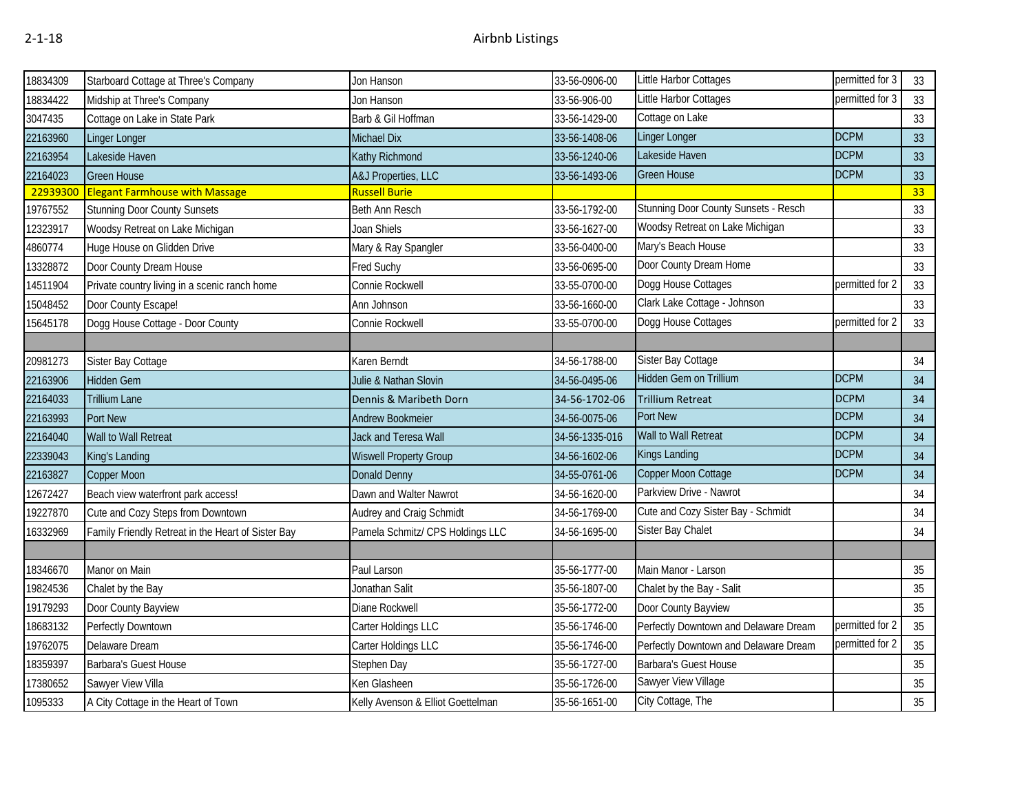# Airbnb Listings

| | | | | | | |
|---|---|---|---|---|---|---|
| 18834309 | Starboard Cottage at Three's Company | Jon Hanson | 33-56-0906-00 | Little Harbor Cottages | permitted for 3 | 33 |
| 18834422 | Midship at Three's Company | Jon Hanson | 33-56-906-00 | Little Harbor Cottages | permitted for 3 | 33 |
| 3047435 | Cottage on Lake in State Park | Barb & Gil Hoffman | 33-56-1429-00 | Cottage on Lake | | 33 |
| 22163960 | Linger Longer | Michael Dix | 33-56-1408-06 | Linger Longer | DCPM | 33 |
| 22163954 | Lakeside Haven | Kathy Richmond | 33-56-1240-06 | Lakeside Haven | DCPM | 33 |
| 22164023 | Green House | A&J Properties, LLC | 33-56-1493-06 | Green House | DCPM | 33 |
| 22939300 | Elegant Farmhouse with Massage | Russell Burie | | | | 33 |
| 19767552 | Stunning Door County Sunsets | Beth Ann Resch | 33-56-1792-00 | Stunning Door County Sunsets - Resch | | 33 |
| 12323917 | Woodsy Retreat on Lake Michigan | Joan Shiels | 33-56-1627-00 | Woodsy Retreat on Lake Michigan | | 33 |
| 4860774 | Huge House on Glidden Drive | Mary & Ray Spangler | 33-56-0400-00 | Mary's Beach House | | 33 |
| 13328872 | Door County Dream House | Fred Suchy | 33-56-0695-00 | Door County Dream Home | | 33 |
| 14511904 | Private country living in a scenic ranch home | Connie Rockwell | 33-55-0700-00 | Dogg House Cottages | permitted for 2 | 33 |
| 15048452 | Door County Escape! | Ann Johnson | 33-56-1660-00 | Clark Lake Cottage - Johnson | | 33 |
| 15645178 | Dogg House Cottage - Door County | Connie Rockwell | 33-55-0700-00 | Dogg House Cottages | permitted for 2 | 33 |
| | | | | | | |
| 20981273 | Sister Bay Cottage | Karen Berndt | 34-56-1788-00 | Sister Bay Cottage | | 34 |
| 22163906 | Hidden Gem | Julie & Nathan Slovin | 34-56-0495-06 | Hidden Gem on Trillium | DCPM | 34 |
| 22164033 | Trillium Lane | Dennis & Maribeth Dorn | 34-56-1702-06 | Trillium Retreat | DCPM | 34 |
| 22163993 | Port New | Andrew Bookmeier | 34-56-0075-06 | Port New | DCPM | 34 |
| 22164040 | Wall to Wall Retreat | Jack and Teresa Wall | 34-56-1335-016 | Wall to Wall Retreat | DCPM | 34 |
| 22339043 | King's Landing | Wiswell Property Group | 34-56-1602-06 | Kings Landing | DCPM | 34 |
| 22163827 | Copper Moon | Donald Denny | 34-55-0761-06 | Copper Moon Cottage | DCPM | 34 |
| 12672427 | Beach view waterfront park access! | Dawn and Walter Nawrot | 34-56-1620-00 | Parkview Drive - Nawrot | | 34 |
| 19227870 | Cute and Cozy Steps from Downtown | Audrey and Craig Schmidt | 34-56-1769-00 | Cute and Cozy Sister Bay - Schmidt | | 34 |
| 16332969 | Family Friendly Retreat in the Heart of Sister Bay | Pamela Schmitz/ CPS Holdings LLC | 34-56-1695-00 | Sister Bay Chalet | | 34 |
| | | | | | | |
| 18346670 | Manor on Main | Paul Larson | 35-56-1777-00 | Main Manor - Larson | | 35 |
| 19824536 | Chalet by the Bay | Jonathan Salit | 35-56-1807-00 | Chalet by the Bay - Salit | | 35 |
| 19179293 | Door County Bayview | Diane Rockwell | 35-56-1772-00 | Door County Bayview | | 35 |
| 18683132 | Perfectly Downtown | Carter Holdings LLC | 35-56-1746-00 | Perfectly Downtown and Delaware Dream | permitted for 2 | 35 |
| 19762075 | Delaware Dream | Carter Holdings LLC | 35-56-1746-00 | Perfectly Downtown and Delaware Dream | permitted for 2 | 35 |
| 18359397 | Barbara's Guest House | Stephen Day | 35-56-1727-00 | Barbara's Guest House | | 35 |
| 17380652 | Sawyer View Villa | Ken Glasheen | 35-56-1726-00 | Sawyer View Village | | 35 |
| 1095333 | A City Cottage in the Heart of Town | Kelly Avenson & Elliot Goettelman | 35-56-1651-00 | City Cottage, The | | 35 |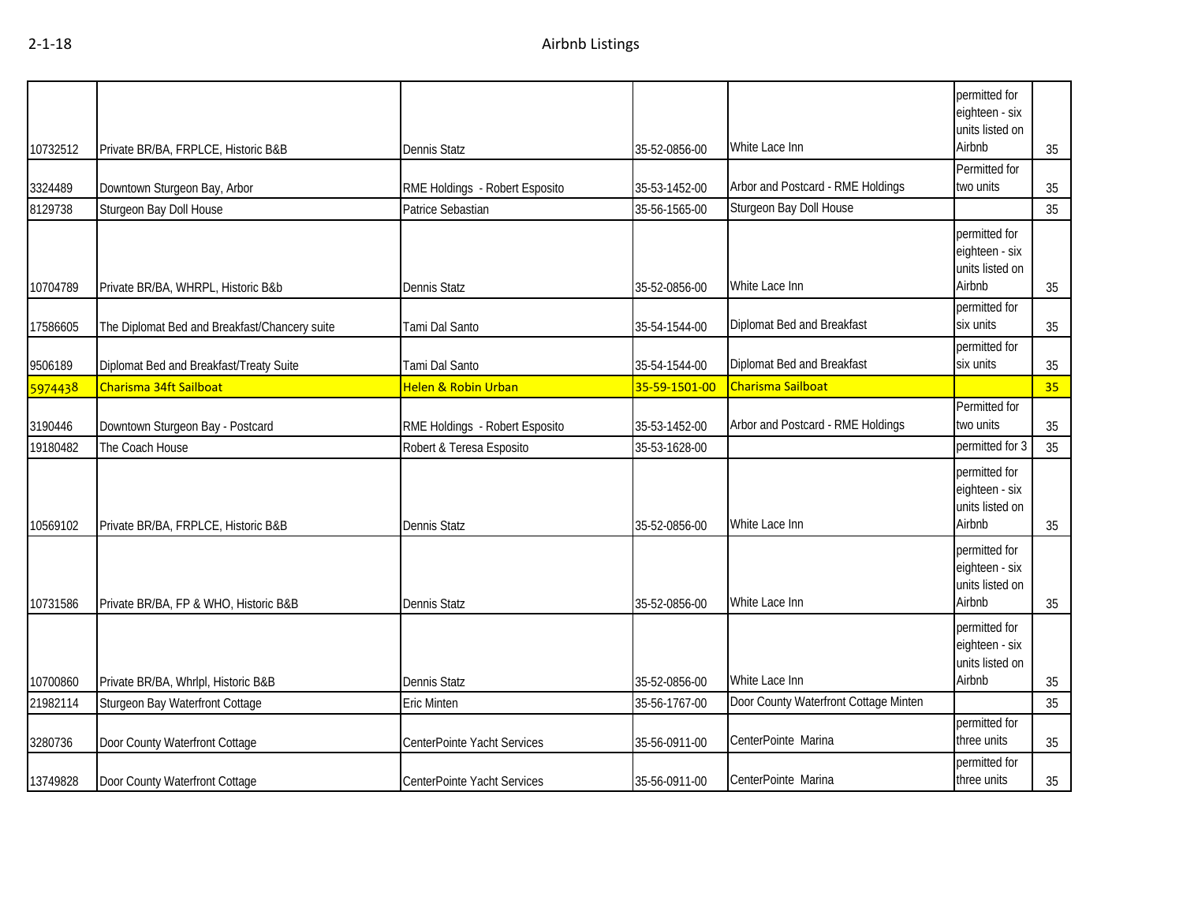| | | | | | | |
|---|---|---|---|---|---|---|
| 10732512 | Private BR/BA, FRPLCE, Historic B&B | Dennis Statz | 35-52-0856-00 | White Lace Inn | permitted for eighteen - six units listed on Airbnb | 35 |
| 3324489 | Downtown Sturgeon Bay, Arbor | RME Holdings - Robert Esposito | 35-53-1452-00 | Arbor and Postcard - RME Holdings | Permitted for two units | 35 |
| 8129738 | Sturgeon Bay Doll House | Patrice Sebastian | 35-56-1565-00 | Sturgeon Bay Doll House | | 35 |
| 10704789 | Private BR/BA, WHRPL, Historic B&b | Dennis Statz | 35-52-0856-00 | White Lace Inn | permitted for eighteen - six units listed on Airbnb | 35 |
| 17586605 | The Diplomat Bed and Breakfast/Chancery suite | Tami Dal Santo | 35-54-1544-00 | Diplomat Bed and Breakfast | permitted for six units | 35 |
| 9506189 | Diplomat Bed and Breakfast/Treaty Suite | Tami Dal Santo | 35-54-1544-00 | Diplomat Bed and Breakfast | permitted for six units | 35 |
| 5974438 | Charisma 34ft Sailboat | Helen & Robin Urban | 35-59-1501-00 | Charisma Sailboat | | 35 |
| 3190446 | Downtown Sturgeon Bay - Postcard | RME Holdings - Robert Esposito | 35-53-1452-00 | Arbor and Postcard - RME Holdings | Permitted for two units | 35 |
| 19180482 | The Coach House | Robert & Teresa Esposito | 35-53-1628-00 | | permitted for 3 | 35 |
| 10569102 | Private BR/BA, FRPLCE, Historic B&B | Dennis Statz | 35-52-0856-00 | White Lace Inn | permitted for eighteen - six units listed on Airbnb | 35 |
| 10731586 | Private BR/BA, FP & WHO, Historic B&B | Dennis Statz | 35-52-0856-00 | White Lace Inn | permitted for eighteen - six units listed on Airbnb | 35 |
| 10700860 | Private BR/BA, Whrlpl, Historic B&B | Dennis Statz | 35-52-0856-00 | White Lace Inn | permitted for eighteen - six units listed on Airbnb | 35 |
| 21982114 | Sturgeon Bay Waterfront Cottage | Eric Minten | 35-56-1767-00 | Door County Waterfront Cottage Minten | | 35 |
| 3280736 | Door County Waterfront Cottage | CenterPointe Yacht Services | 35-56-0911-00 | CenterPointe Marina | permitted for three units | 35 |
| 13749828 | Door County Waterfront Cottage | CenterPointe Yacht Services | 35-56-0911-00 | CenterPointe Marina | permitted for three units | 35 |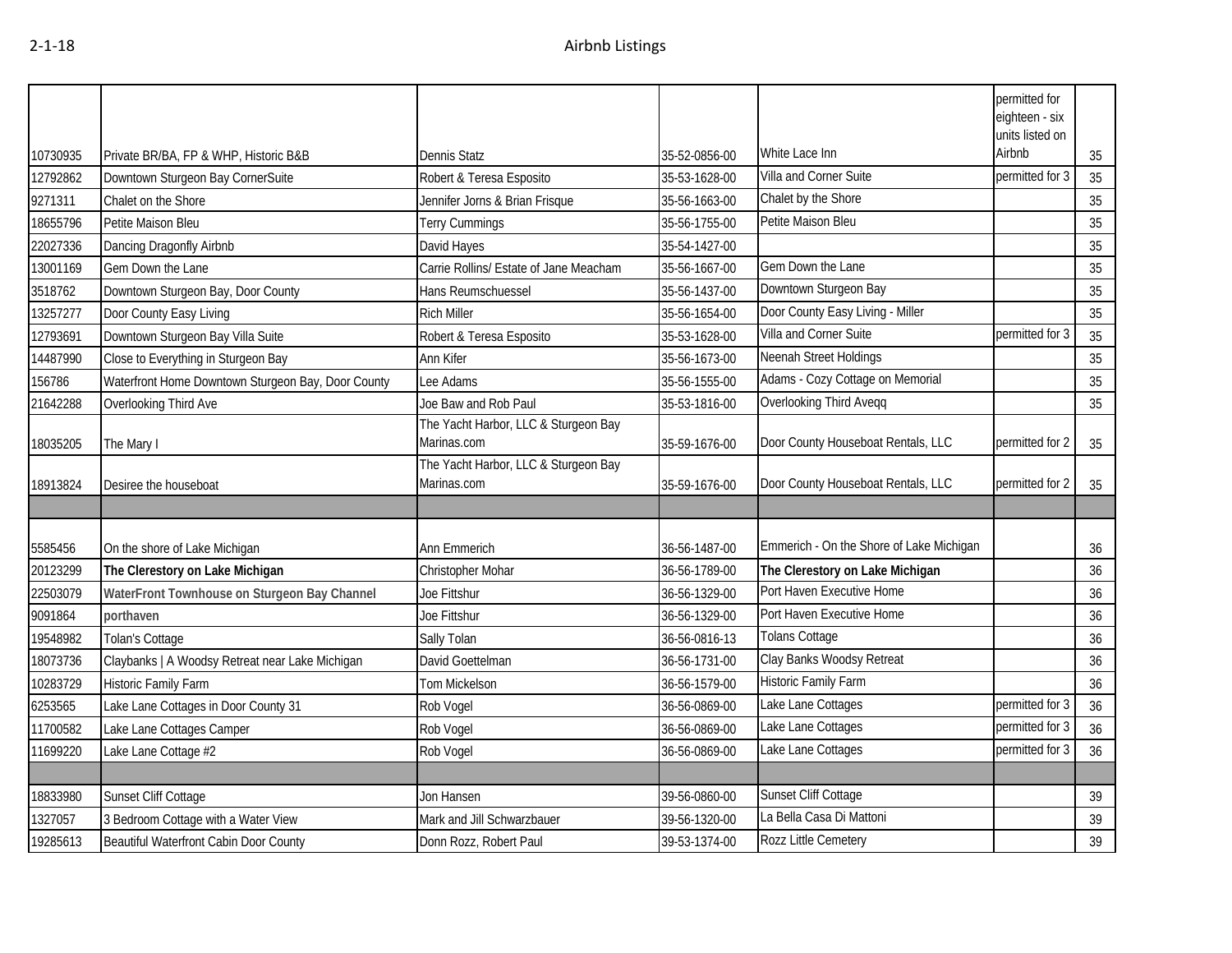2-1-18

# Airbnb Listings

| | | | | | | |
|---|---|---|---|---|---|---|
| 10730935 | Private BR/BA, FP & WHP, Historic B&B | Dennis Statz | 35-52-0856-00 | White Lace Inn | permitted for eighteen - six units listed on Airbnb | 35 |
| 12792862 | Downtown Sturgeon Bay CornerSuite | Robert & Teresa Esposito | 35-53-1628-00 | Villa and Corner Suite | permitted for 3 | 35 |
| 9271311 | Chalet on the Shore | Jennifer Jorns & Brian Frisque | 35-56-1663-00 | Chalet by the Shore | | 35 |
| 18655796 | Petite Maison Bleu | Terry Cummings | 35-56-1755-00 | Petite Maison Bleu | | 35 |
| 22027336 | Dancing Dragonfly Airbnb | David Hayes | 35-54-1427-00 | | | 35 |
| 13001169 | Gem Down the Lane | Carrie Rollins/ Estate of Jane Meacham | 35-56-1667-00 | Gem Down the Lane | | 35 |
| 3518762 | Downtown Sturgeon Bay, Door County | Hans Reumschuessel | 35-56-1437-00 | Downtown Sturgeon Bay | | 35 |
| 13257277 | Door County Easy Living | Rich Miller | 35-56-1654-00 | Door County Easy Living - Miller | | 35 |
| 12793691 | Downtown Sturgeon Bay Villa Suite | Robert & Teresa Esposito | 35-53-1628-00 | Villa and Corner Suite | permitted for 3 | 35 |
| 14487990 | Close to Everything in Sturgeon Bay | Ann Kifer | 35-56-1673-00 | Neenah Street Holdings | | 35 |
| 156786 | Waterfront Home Downtown Sturgeon Bay, Door County | Lee Adams | 35-56-1555-00 | Adams - Cozy Cottage on Memorial | | 35 |
| 21642288 | Overlooking Third Ave | Joe Baw and Rob Paul | 35-53-1816-00 | Overlooking Third Aveqq | | 35 |
| 18035205 | The Mary I | The Yacht Harbor, LLC & Sturgeon Bay Marinas.com | 35-59-1676-00 | Door County Houseboat Rentals, LLC | permitted for 2 | 35 |
| 18913824 | Desiree the houseboat | The Yacht Harbor, LLC & Sturgeon Bay Marinas.com | 35-59-1676-00 | Door County Houseboat Rentals, LLC | permitted for 2 | 35 |
| | | | | | | |
| 5585456 | On the shore of Lake Michigan | Ann Emmerich | 36-56-1487-00 | Emmerich - On the Shore of Lake Michigan | | 36 |
| 20123299 | **The Clerestory on Lake Michigan** | Christopher Mohar | 36-56-1789-00 | **The Clerestory on Lake Michigan** | | 36 |
| 22503079 | **WaterFront Townhouse on Sturgeon Bay Channel** | Joe Fittshur | 36-56-1329-00 | Port Haven Executive Home | | 36 |
| 9091864 | **porthaven** | Joe Fittshur | 36-56-1329-00 | Port Haven Executive Home | | 36 |
| 19548982 | Tolan's Cottage | Sally Tolan | 36-56-0816-13 | Tolans Cottage | | 36 |
| 18073736 | Claybanks \| A Woodsy Retreat near Lake Michigan | David Goettelman | 36-56-1731-00 | Clay Banks Woodsy Retreat | | 36 |
| 10283729 | Historic Family Farm | Tom Mickelson | 36-56-1579-00 | Historic Family Farm | | 36 |
| 6253565 | Lake Lane Cottages in Door County 31 | Rob Vogel | 36-56-0869-00 | Lake Lane Cottages | permitted for 3 | 36 |
| 11700582 | Lake Lane Cottages Camper | Rob Vogel | 36-56-0869-00 | Lake Lane Cottages | permitted for 3 | 36 |
| 11699220 | Lake Lane Cottage #2 | Rob Vogel | 36-56-0869-00 | Lake Lane Cottages | permitted for 3 | 36 |
| | | | | | | |
| 18833980 | Sunset Cliff Cottage | Jon Hansen | 39-56-0860-00 | Sunset Cliff Cottage | | 39 |
| 1327057 | 3 Bedroom Cottage with a Water View | Mark and Jill Schwarzbauer | 39-56-1320-00 | La Bella Casa Di Mattoni | | 39 |
| 19285613 | Beautiful Waterfront Cabin Door County | Donn Rozz, Robert Paul | 39-53-1374-00 | Rozz Little Cemetery | | 39 |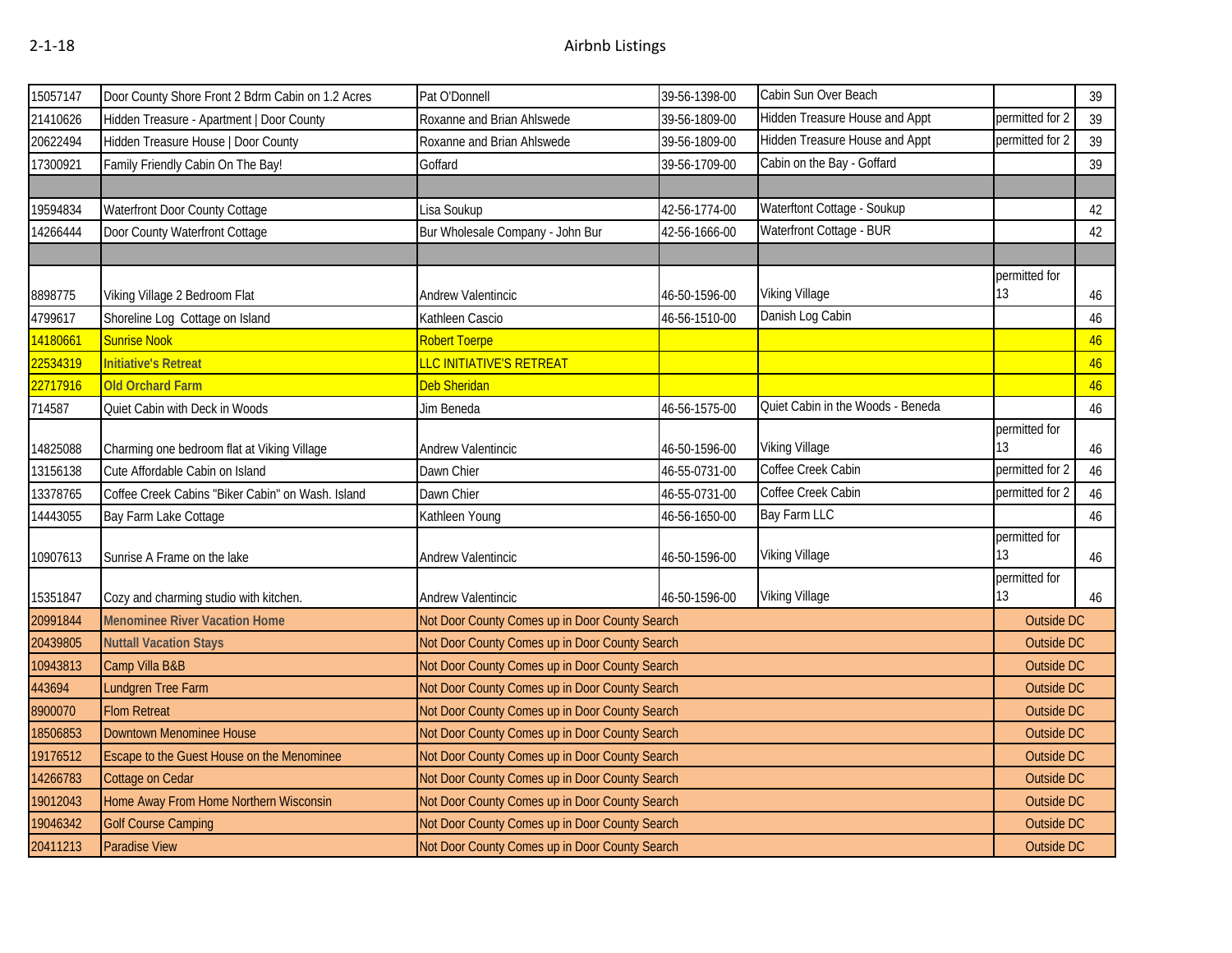| | | | | | | |
|---|---|---|---|---|---|---|
| 15057147 | Door County Shore Front 2 Bdrm Cabin on 1.2 Acres | Pat O'Donnell | 39-56-1398-00 | Cabin Sun Over Beach | | 39 |
| 21410626 | Hidden Treasure - Apartment \| Door County | Roxanne and Brian Ahlswede | 39-56-1809-00 | Hidden Treasure House and Appt | permitted for 2 | 39 |
| 20622494 | Hidden Treasure House \| Door County | Roxanne and Brian Ahlswede | 39-56-1809-00 | Hidden Treasure House and Appt | permitted for 2 | 39 |
| 17300921 | Family Friendly Cabin On The Bay! | Goffard | 39-56-1709-00 | Cabin on the Bay - Goffard | | 39 |
| | | | | | | |
| 19594834 | Waterfront Door County Cottage | Lisa Soukup | 42-56-1774-00 | Waterftont Cottage - Soukup | | 42 |
| 14266444 | Door County Waterfront Cottage | Bur Wholesale Company - John Bur | 42-56-1666-00 | Waterfront Cottage - BUR | | 42 |
| | | | | | | |
| 8898775 | Viking Village 2 Bedroom Flat | Andrew Valentincic | 46-50-1596-00 | Viking Village | permitted for 13 | 46 |
| 4799617 | Shoreline Log Cottage on Island | Kathleen Cascio | 46-56-1510-00 | Danish Log Cabin | | 46 |
| 14180661 | Sunrise Nook | Robert Toerpe | | | | 46 |
| 22534319 | Initiative's Retreat | LLC INITIATIVE'S RETREAT | | | | 46 |
| 22717916 | Old Orchard Farm | Deb Sheridan | | | | 46 |
| 714587 | Quiet Cabin with Deck in Woods | Jim Beneda | 46-56-1575-00 | Quiet Cabin in the Woods - Beneda | | 46 |
| 14825088 | Charming one bedroom flat at Viking Village | Andrew Valentincic | 46-50-1596-00 | Viking Village | permitted for 13 | 46 |
| 13156138 | Cute Affordable Cabin on Island | Dawn Chier | 46-55-0731-00 | Coffee Creek Cabin | permitted for 2 | 46 |
| 13378765 | Coffee Creek Cabins "Biker Cabin" on Wash. Island | Dawn Chier | 46-55-0731-00 | Coffee Creek Cabin | permitted for 2 | 46 |
| 14443055 | Bay Farm Lake Cottage | Kathleen Young | 46-56-1650-00 | Bay Farm LLC | | 46 |
| 10907613 | Sunrise A Frame on the lake | Andrew Valentincic | 46-50-1596-00 | Viking Village | permitted for 13 | 46 |
| 15351847 | Cozy and charming studio with kitchen. | Andrew Valentincic | 46-50-1596-00 | Viking Village | permitted for 13 | 46 |
| 20991844 | Menominee River Vacation Home | Not Door County Comes up in Door County Search | | | Outside DC | |
| 20439805 | Nuttall Vacation Stays | Not Door County Comes up in Door County Search | | | Outside DC | |
| 10943813 | Camp Villa B&B | Not Door County Comes up in Door County Search | | | Outside DC | |
| 443694 | Lundgren Tree Farm | Not Door County Comes up in Door County Search | | | Outside DC | |
| 8900070 | Flom Retreat | Not Door County Comes up in Door County Search | | | Outside DC | |
| 18506853 | Downtown Menominee House | Not Door County Comes up in Door County Search | | | Outside DC | |
| 19176512 | Escape to the Guest House on the Menominee | Not Door County Comes up in Door County Search | | | Outside DC | |
| 14266783 | Cottage on Cedar | Not Door County Comes up in Door County Search | | | Outside DC | |
| 19012043 | Home Away From Home Northern Wisconsin | Not Door County Comes up in Door County Search | | | Outside DC | |
| 19046342 | Golf Course Camping | Not Door County Comes up in Door County Search | | | Outside DC | |
| 20411213 | Paradise View | Not Door County Comes up in Door County Search | | | Outside DC | |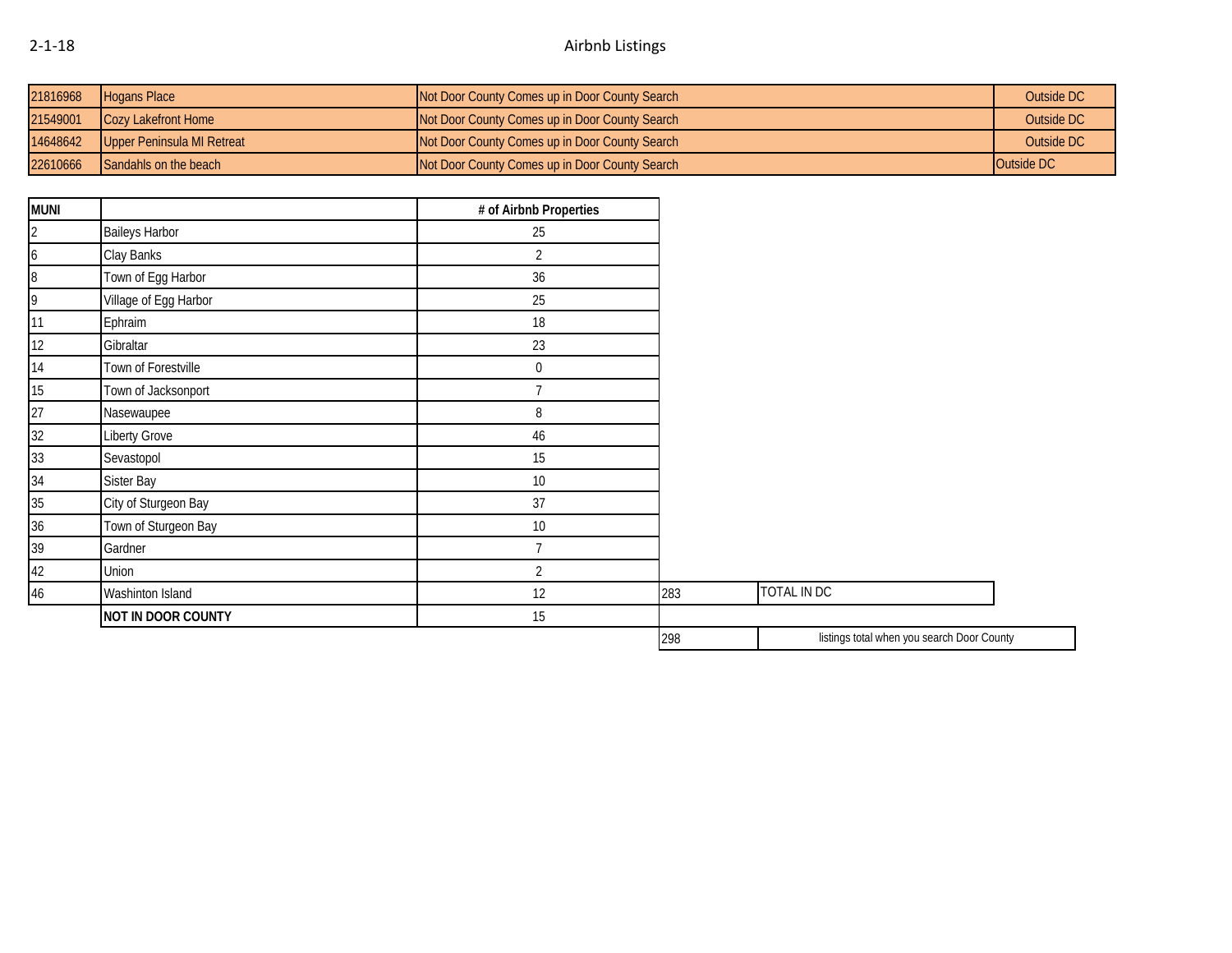2-1-18

# Airbnb Listings

| | | | |
|---|---|---|---|
| 21816968 | Hogans Place | Not Door County Comes up in Door County Search | Outside DC |
| 21549001 | Cozy Lakefront Home | Not Door County Comes up in Door County Search | Outside DC |
| 14648642 | Upper Peninsula MI Retreat | Not Door County Comes up in Door County Search | Outside DC |
| 22610666 | Sandahls on the beach | Not Door County Comes up in Door County Search | Outside DC |

| MUNI | | # of Airbnb Properties | | |
|---|---|---|---|---|
| 2 | Baileys Harbor | 25 | | |
| 6 | Clay Banks | 2 | | |
| 8 | Town of Egg Harbor | 36 | | |
| 9 | Village of Egg Harbor | 25 | | |
| 11 | Ephraim | 18 | | |
| 12 | Gibraltar | 23 | | |
| 14 | Town of Forestville | 0 | | |
| 15 | Town of Jacksonport | 7 | | |
| 27 | Nasewaupee | 8 | | |
| 32 | Liberty Grove | 46 | | |
| 33 | Sevastopol | 15 | | |
| 34 | Sister Bay | 10 | | |
| 35 | City of Sturgeon Bay | 37 | | |
| 36 | Town of Sturgeon Bay | 10 | | |
| 39 | Gardner | 7 | | |
| 42 | Union | 2 | | |
| 46 | Washinton Island | 12 | 283 | TOTAL IN DC |
| | **NOT IN DOOR COUNTY** | 15 | | |
| | | | 298 | listings total when you search Door County |